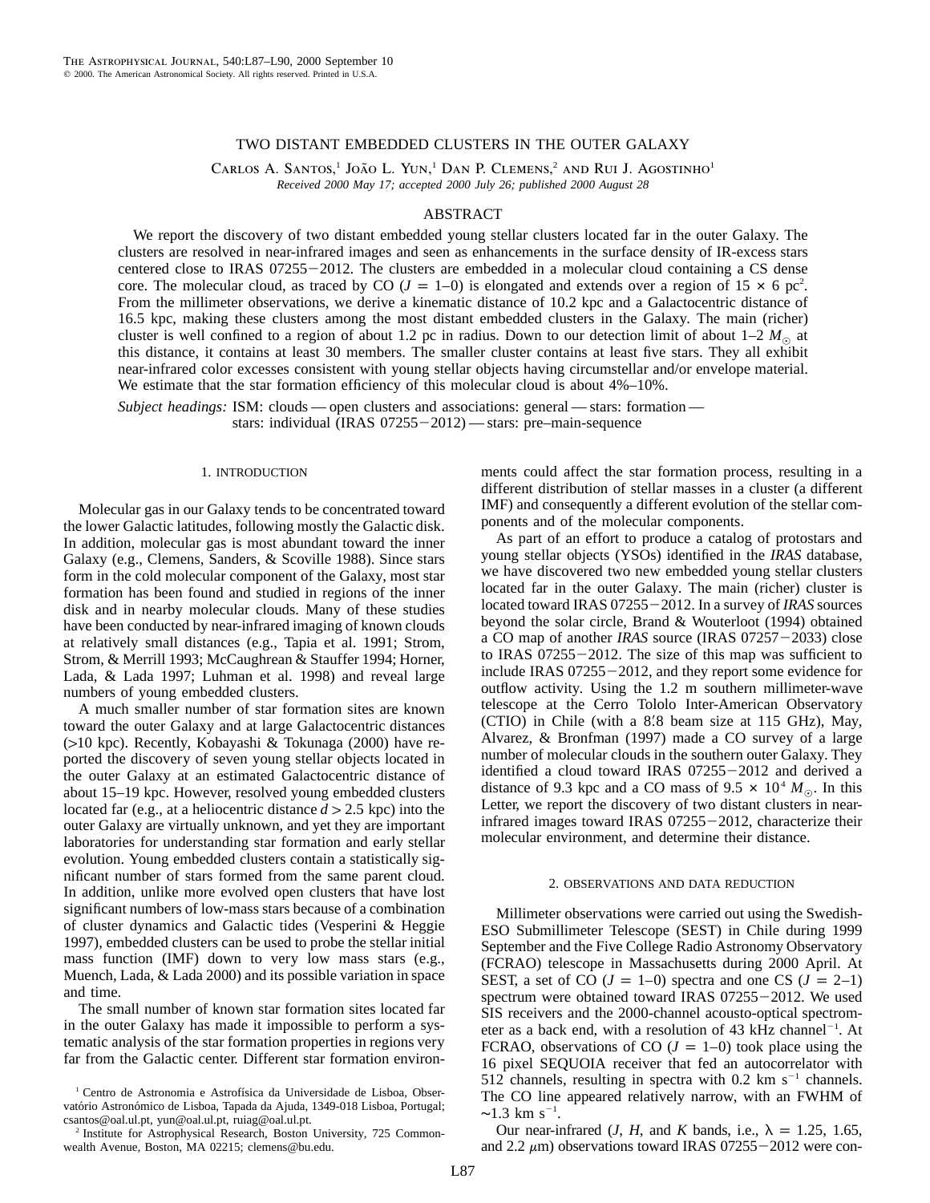# TWO DISTANT EMBEDDED CLUSTERS IN THE OUTER GALAXY

Carlos A. Santos,[1] João L. Yun,[1] Dan P. Clemens,[2] and Rui J. Agostinho[1]

*Received 2000 May 17; accepted 2000 July 26; published 2000 August 28*

## ABSTRACT

We report the discovery of two distant embedded young stellar clusters located far in the outer Galaxy. The clusters are resolved in near-infrared images and seen as enhancements in the surface density of IR-excess stars centered close to IRAS 07255−2012. The clusters are embedded in a molecular cloud containing a CS dense core. The molecular cloud, as traced by CO ($J = 1$–$0$) is elongated and extends over a region of $15 \times 6$ pc$^2$. From the millimeter observations, we derive a kinematic distance of 10.2 kpc and a Galactocentric distance of 16.5 kpc, making these clusters among the most distant embedded clusters in the Galaxy. The main (richer) cluster is well confined to a region of about 1.2 pc in radius. Down to our detection limit of about 1–2 $M_\odot$ at this distance, it contains at least 30 members. The smaller cluster contains at least five stars. They all exhibit near-infrared color excesses consistent with young stellar objects having circumstellar and/or envelope material. We estimate that the star formation efficiency of this molecular cloud is about 4%–10%.

*Subject headings:* ISM: clouds — open clusters and associations: general — stars: formation — stars: individual (IRAS 07255−2012) — stars: pre–main-sequence

## 1. INTRODUCTION

Molecular gas in our Galaxy tends to be concentrated toward the lower Galactic latitudes, following mostly the Galactic disk. In addition, molecular gas is most abundant toward the inner Galaxy (e.g., Clemens, Sanders, & Scoville 1988). Since stars form in the cold molecular component of the Galaxy, most star formation has been found and studied in regions of the inner disk and in nearby molecular clouds. Many of these studies have been conducted by near-infrared imaging of known clouds at relatively small distances (e.g., Tapia et al. 1991; Strom, Strom, & Merrill 1993; McCaughrean & Stauffer 1994; Horner, Lada, & Lada 1997; Luhman et al. 1998) and reveal large numbers of young embedded clusters.

A much smaller number of star formation sites are known toward the outer Galaxy and at large Galactocentric distances (>10 kpc). Recently, Kobayashi & Tokunaga (2000) have reported the discovery of seven young stellar objects located in the outer Galaxy at an estimated Galactocentric distance of about 15–19 kpc. However, resolved young embedded clusters located far (e.g., at a heliocentric distance $d > 2.5$ kpc) into the outer Galaxy are virtually unknown, and yet they are important laboratories for understanding star formation and early stellar evolution. Young embedded clusters contain a statistically significant number of stars formed from the same parent cloud. In addition, unlike more evolved open clusters that have lost significant numbers of low-mass stars because of a combination of cluster dynamics and Galactic tides (Vesperini & Heggie 1997), embedded clusters can be used to probe the stellar initial mass function (IMF) down to very low mass stars (e.g., Muench, Lada, & Lada 2000) and its possible variation in space and time.

The small number of known star formation sites located far in the outer Galaxy has made it impossible to perform a systematic analysis of the star formation properties in regions very far from the Galactic center. Different star formation environments could affect the star formation process, resulting in a different distribution of stellar masses in a cluster (a different IMF) and consequently a different evolution of the stellar components and of the molecular components.

As part of an effort to produce a catalog of protostars and young stellar objects (YSOs) identified in the *IRAS* database, we have discovered two new embedded young stellar clusters located far in the outer Galaxy. The main (richer) cluster is located toward IRAS 07255−2012. In a survey of *IRAS* sources beyond the solar circle, Brand & Wouterloot (1994) obtained a CO map of another *IRAS* source (IRAS 07257−2033) close to IRAS 07255−2012. The size of this map was sufficient to include IRAS 07255−2012, and they report some evidence for outflow activity. Using the 1.2 m southern millimeter-wave telescope at the Cerro Tololo Inter-American Observatory (CTIO) in Chile (with a 8′.8 beam size at 115 GHz), May, Alvarez, & Bronfman (1997) made a CO survey of a large number of molecular clouds in the southern outer Galaxy. They identified a cloud toward IRAS 07255−2012 and derived a distance of 9.3 kpc and a CO mass of $9.5 \times 10^4$ $M_\odot$. In this Letter, we report the discovery of two distant clusters in near-infrared images toward IRAS 07255−2012, characterize their molecular environment, and determine their distance.

## 2. OBSERVATIONS AND DATA REDUCTION

Millimeter observations were carried out using the Swedish-ESO Submillimeter Telescope (SEST) in Chile during 1999 September and the Five College Radio Astronomy Observatory (FCRAO) telescope in Massachusetts during 2000 April. At SEST, a set of CO ($J = 1$–$0$) spectra and one CS ($J = 2$–$1$) spectrum were obtained toward IRAS 07255−2012. We used SIS receivers and the 2000-channel acousto-optical spectrometer as a back end, with a resolution of 43 kHz channel$^{-1}$. At FCRAO, observations of CO ($J = 1$–$0$) took place using the 16 pixel SEQUOIA receiver that fed an autocorrelator with 512 channels, resulting in spectra with 0.2 km s$^{-1}$ channels. The CO line appeared relatively narrow, with an FWHM of ∼1.3 km s$^{-1}$.

Our near-infrared ($J$, $H$, and $K$ bands, i.e., $\lambda = 1.25$, 1.65, and 2.2 $\mu$m) observations toward IRAS 07255−2012 were con-

[1] Centro de Astronomia e Astrofísica da Universidade de Lisboa, Observatório Astronómico de Lisboa, Tapada da Ajuda, 1349-018 Lisboa, Portugal; csantos@oal.ul.pt, yun@oal.ul.pt, ruiag@oal.ul.pt.

[2] Institute for Astrophysical Research, Boston University, 725 Commonwealth Avenue, Boston, MA 02215; clemens@bu.edu.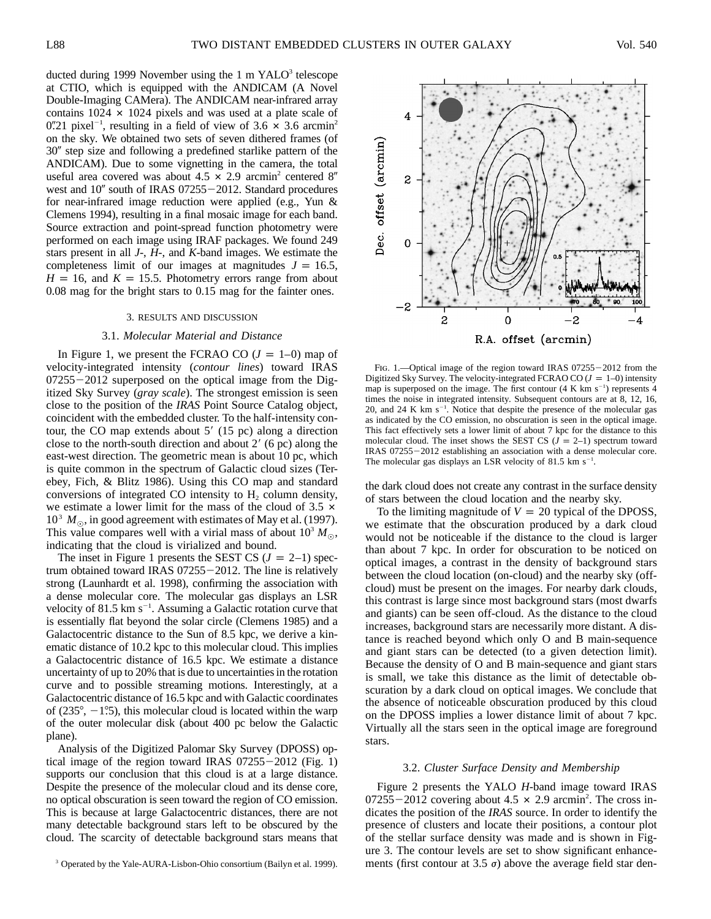ducted during 1999 November using the 1 m YALO[3] telescope at CTIO, which is equipped with the ANDICAM (A Novel Double-Imaging CAMera). The ANDICAM near-infrared array contains 1024 × 1024 pixels and was used at a plate scale of 0."21 pixel$^{-1}$, resulting in a field of view of 3.6 × 3.6 arcmin$^2$ on the sky. We obtained two sets of seven dithered frames (of 30" step size and following a predefined starlike pattern of the ANDICAM). Due to some vignetting in the camera, the total useful area covered was about 4.5 × 2.9 arcmin$^2$ centered 8" west and 10" south of IRAS 07255−2012. Standard procedures for near-infrared image reduction were applied (e.g., Yun & Clemens 1994), resulting in a final mosaic image for each band. Source extraction and point-spread function photometry were performed on each image using IRAF packages. We found 249 stars present in all *J*-, *H*-, and *K*-band images. We estimate the completeness limit of our images at magnitudes $J = 16.5$, $H = 16$, and $K = 15.5$. Photometry errors range from about 0.08 mag for the bright stars to 0.15 mag for the fainter ones.

## 3. RESULTS AND DISCUSSION

### 3.1. *Molecular Material and Distance*

In Figure 1, we present the FCRAO CO ($J = 1$–0) map of velocity-integrated intensity (*contour lines*) toward IRAS 07255−2012 superposed on the optical image from the Digitized Sky Survey (*gray scale*). The strongest emission is seen close to the position of the *IRAS* Point Source Catalog object, coincident with the embedded cluster. To the half-intensity contour, the CO map extends about 5' (15 pc) along a direction close to the north-south direction and about 2' (6 pc) along the east-west direction. The geometric mean is about 10 pc, which is quite common in the spectrum of Galactic cloud sizes (Terebey, Fich, & Blitz 1986). Using this CO map and standard conversions of integrated CO intensity to $H_2$ column density, we estimate a lower limit for the mass of the cloud of $3.5 \times 10^3\ M_\odot$, in good agreement with estimates of May et al. (1997). This value compares well with a virial mass of about $10^3\ M_\odot$, indicating that the cloud is virialized and bound.

The inset in Figure 1 presents the SEST CS ($J = 2$–1) spectrum obtained toward IRAS 07255−2012. The line is relatively strong (Launhardt et al. 1998), confirming the association with a dense molecular core. The molecular gas displays an LSR velocity of 81.5 km s$^{-1}$. Assuming a Galactic rotation curve that is essentially flat beyond the solar circle (Clemens 1985) and a Galactocentric distance to the Sun of 8.5 kpc, we derive a kinematic distance of 10.2 kpc to this molecular cloud. This implies a Galactocentric distance of 16.5 kpc. We estimate a distance uncertainty of up to 20% that is due to uncertainties in the rotation curve and to possible streaming motions. Interestingly, at a Galactocentric distance of 16.5 kpc and with Galactic coordinates of (235°, −1°.5), this molecular cloud is located within the warp of the outer molecular disk (about 400 pc below the Galactic plane).

Analysis of the Digitized Palomar Sky Survey (DPOSS) optical image of the region toward IRAS 07255−2012 (Fig. 1) supports our conclusion that this cloud is at a large distance. Despite the presence of the molecular cloud and its dense core, no optical obscuration is seen toward the region of CO emission. This is because at large Galactocentric distances, there are not many detectable background stars left to be obscured by the cloud. The scarcity of detectable background stars means that the dark cloud does not create any contrast in the surface density of stars between the cloud location and the nearby sky.

[3] Operated by the Yale-AURA-Lisbon-Ohio consortium (Bailyn et al. 1999).

FIG. 1.—Optical image of the region toward IRAS 07255−2012 from the Digitized Sky Survey. The velocity-integrated FCRAO CO ($J = 1$–0) intensity map is superposed on the image. The first contour (4 K km s$^{-1}$) represents 4 times the noise in integrated intensity. Subsequent contours are at 8, 12, 16, 20, and 24 K km s$^{-1}$. Notice that despite the presence of the molecular gas as indicated by the CO emission, no obscuration is seen in the optical image. This fact effectively sets a lower limit of about 7 kpc for the distance to this molecular cloud. The inset shows the SEST CS ($J = 2$–1) spectrum toward IRAS 07255−2012 establishing an association with a dense molecular core. The molecular gas displays an LSR velocity of 81.5 km s$^{-1}$.

To the limiting magnitude of $V = 20$ typical of the DPOSS, we estimate that the obscuration produced by a dark cloud would not be noticeable if the distance to the cloud is larger than about 7 kpc. In order for obscuration to be noticed on optical images, a contrast in the density of background stars between the cloud location (on-cloud) and the nearby sky (off-cloud) must be present on the images. For nearby dark clouds, this contrast is large since most background stars (most dwarfs and giants) can be seen off-cloud. As the distance to the cloud increases, background stars are necessarily more distant. A distance is reached beyond which only O and B main-sequence and giant stars can be detected (to a given detection limit). Because the density of O and B main-sequence and giant stars is small, we take this distance as the limit of detectable obscuration by a dark cloud on optical images. We conclude that the absence of noticeable obscuration produced by this cloud on the DPOSS implies a lower distance limit of about 7 kpc. Virtually all the stars seen in the optical image are foreground stars.

### 3.2. *Cluster Surface Density and Membership*

Figure 2 presents the YALO *H*-band image toward IRAS 07255−2012 covering about 4.5 × 2.9 arcmin$^2$. The cross indicates the position of the *IRAS* source. In order to identify the presence of clusters and locate their positions, a contour plot of the stellar surface density was made and is shown in Figure 3. The contour levels are set to show significant enhancements (first contour at 3.5 $\sigma$) above the average field star den-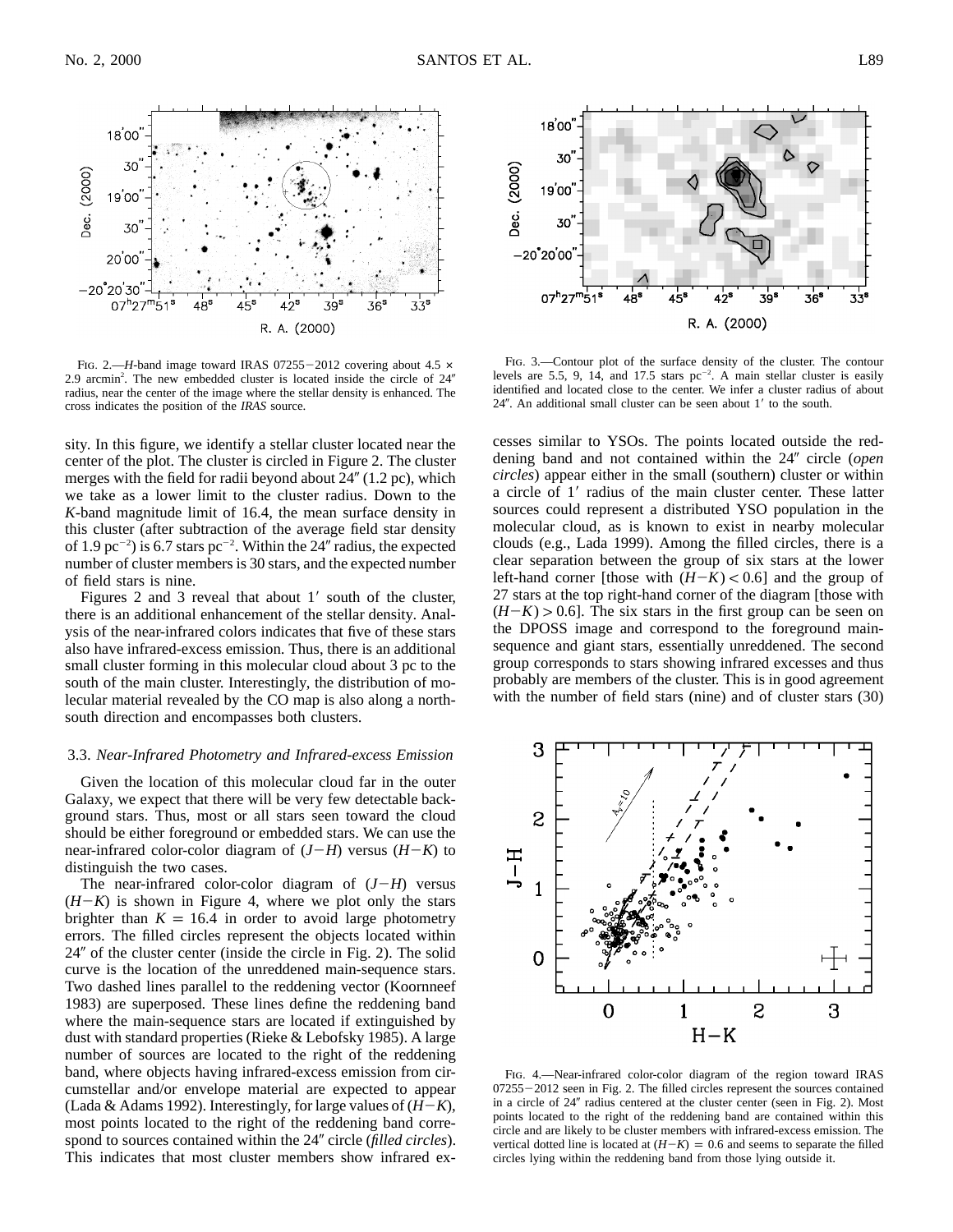FIG. 2.—*H*-band image toward IRAS 07255−2012 covering about 4.5 × 2.9 arcmin$^2$. The new embedded cluster is located inside the circle of 24″ radius, near the center of the image where the stellar density is enhanced. The cross indicates the position of the *IRAS* source.

FIG. 3.—Contour plot of the surface density of the cluster. The contour levels are 5.5, 9, 14, and 17.5 stars pc$^{-2}$. A main stellar cluster is easily identified and located close to the center. We infer a cluster radius of about 24″. An additional small cluster can be seen about 1′ to the south.

sity. In this figure, we identify a stellar cluster located near the center of the plot. The cluster is circled in Figure 2. The cluster merges with the field for radii beyond about 24″ (1.2 pc), which we take as a lower limit to the cluster radius. Down to the *K*-band magnitude limit of 16.4, the mean surface density in this cluster (after subtraction of the average field star density of 1.9 pc$^{-2}$) is 6.7 stars pc$^{-2}$. Within the 24″ radius, the expected number of cluster members is 30 stars, and the expected number of field stars is nine.

Figures 2 and 3 reveal that about 1′ south of the cluster, there is an additional enhancement of the stellar density. Analysis of the near-infrared colors indicates that five of these stars also have infrared-excess emission. Thus, there is an additional small cluster forming in this molecular cloud about 3 pc to the south of the main cluster. Interestingly, the distribution of molecular material revealed by the CO map is also along a north-south direction and encompasses both clusters.

### 3.3. *Near-Infrared Photometry and Infrared-excess Emission*

Given the location of this molecular cloud far in the outer Galaxy, we expect that there will be very few detectable background stars. Thus, most or all stars seen toward the cloud should be either foreground or embedded stars. We can use the near-infrared color-color diagram of $(J-H)$ versus $(H-K)$ to distinguish the two cases.

The near-infrared color-color diagram of $(J-H)$ versus $(H-K)$ is shown in Figure 4, where we plot only the stars brighter than $K = 16.4$ in order to avoid large photometry errors. The filled circles represent the objects located within 24″ of the cluster center (inside the circle in Fig. 2). The solid curve is the location of the unreddened main-sequence stars. Two dashed lines parallel to the reddening vector (Koornneef 1983) are superposed. These lines define the reddening band where the main-sequence stars are located if extinguished by dust with standard properties (Rieke & Lebofsky 1985). A large number of sources are located to the right of the reddening band, where objects having infrared-excess emission from circumstellar and/or envelope material are expected to appear (Lada & Adams 1992). Interestingly, for large values of $(H-K)$, most points located to the right of the reddening band correspond to sources contained within the 24″ circle (*filled circles*). This indicates that most cluster members show infrared excesses similar to YSOs. The points located outside the reddening band and not contained within the 24″ circle (*open circles*) appear either in the small (southern) cluster or within a circle of 1′ radius of the main cluster center. These latter sources could represent a distributed YSO population in the molecular cloud, as is known to exist in nearby molecular clouds (e.g., Lada 1999). Among the filled circles, there is a clear separation between the group of six stars at the lower left-hand corner [those with $(H-K) < 0.6$] and the group of 27 stars at the top right-hand corner of the diagram [those with $(H-K) > 0.6$]. The six stars in the first group can be seen on the DPOSS image and correspond to the foreground main-sequence and giant stars, essentially unreddened. The second group corresponds to stars showing infrared excesses and thus probably are members of the cluster. This is in good agreement with the number of field stars (nine) and of cluster stars (30)

FIG. 4.—Near-infrared color-color diagram of the region toward IRAS 07255−2012 seen in Fig. 2. The filled circles represent the sources contained in a circle of 24″ radius centered at the cluster center (seen in Fig. 2). Most points located to the right of the reddening band are contained within this circle and are likely to be cluster members with infrared-excess emission. The vertical dotted line is located at $(H-K) = 0.6$ and seems to separate the filled circles lying within the reddening band from those lying outside it.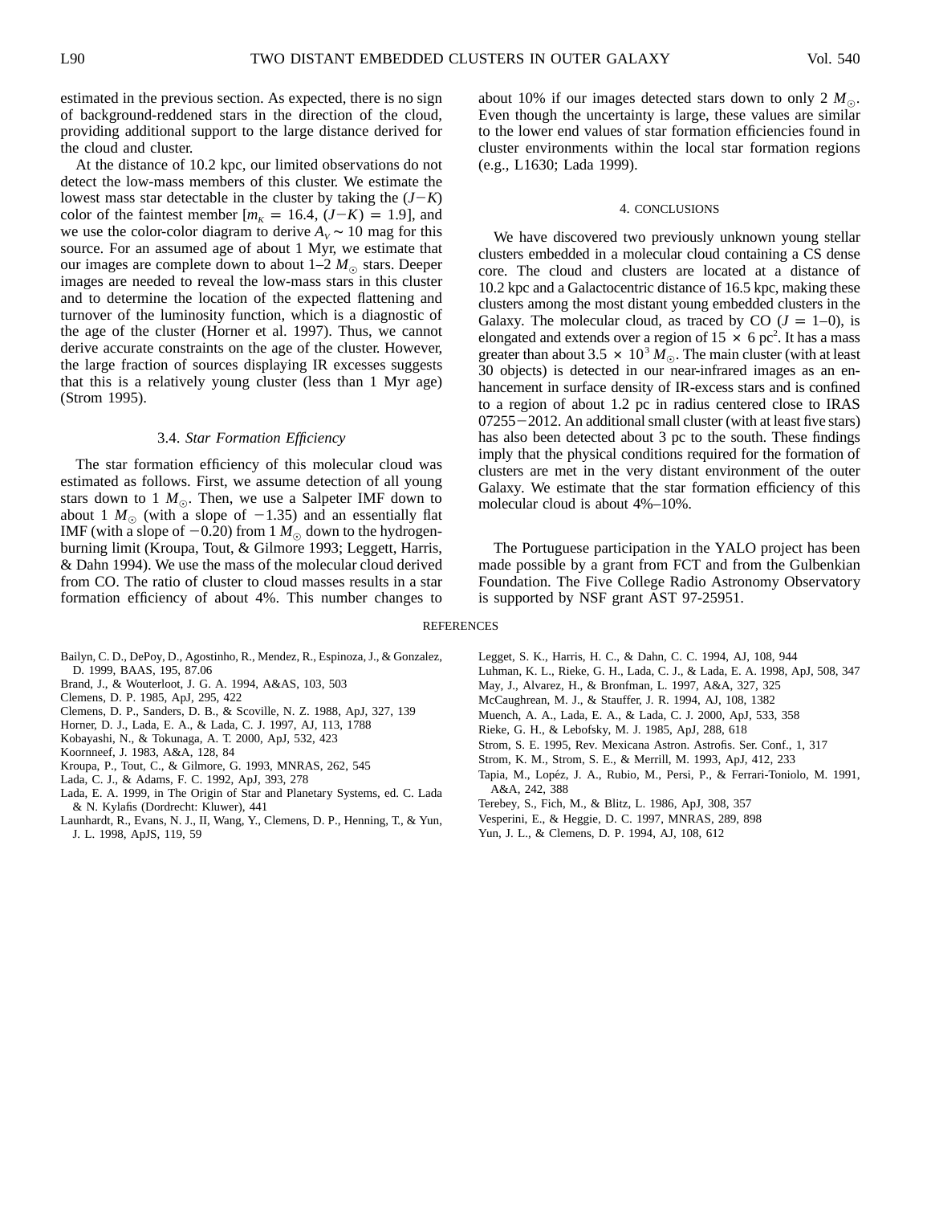estimated in the previous section. As expected, there is no sign of background-reddened stars in the direction of the cloud, providing additional support to the large distance derived for the cloud and cluster.

At the distance of 10.2 kpc, our limited observations do not detect the low-mass members of this cluster. We estimate the lowest mass star detectable in the cluster by taking the $(J-K)$ color of the faintest member [$m_K = 16.4$, $(J-K) = 1.9$], and we use the color-color diagram to derive $A_V \sim 10$ mag for this source. For an assumed age of about 1 Myr, we estimate that our images are complete down to about 1–2 $M_\odot$ stars. Deeper images are needed to reveal the low-mass stars in this cluster and to determine the location of the expected flattening and turnover of the luminosity function, which is a diagnostic of the age of the cluster (Horner et al. 1997). Thus, we cannot derive accurate constraints on the age of the cluster. However, the large fraction of sources displaying IR excesses suggests that this is a relatively young cluster (less than 1 Myr age) (Strom 1995).

### 3.4. *Star Formation Efficiency*

The star formation efficiency of this molecular cloud was estimated as follows. First, we assume detection of all young stars down to 1 $M_\odot$. Then, we use a Salpeter IMF down to about 1 $M_\odot$ (with a slope of $-1.35$) and an essentially flat IMF (with a slope of $-0.20$) from 1 $M_\odot$ down to the hydrogen-burning limit (Kroupa, Tout, & Gilmore 1993; Leggett, Harris, & Dahn 1994). We use the mass of the molecular cloud derived from CO. The ratio of cluster to cloud masses results in a star formation efficiency of about 4%. This number changes to about 10% if our images detected stars down to only 2 $M_\odot$. Even though the uncertainty is large, these values are similar to the lower end values of star formation efficiencies found in cluster environments within the local star formation regions (e.g., L1630; Lada 1999).

## 4. CONCLUSIONS

We have discovered two previously unknown young stellar clusters embedded in a molecular cloud containing a CS dense core. The cloud and clusters are located at a distance of 10.2 kpc and a Galactocentric distance of 16.5 kpc, making these clusters among the most distant young embedded clusters in the Galaxy. The molecular cloud, as traced by CO ($J = 1$–0), is elongated and extends over a region of $15 \times 6$ pc$^2$. It has a mass greater than about $3.5 \times 10^3\ M_\odot$. The main cluster (with at least 30 objects) is detected in our near-infrared images as an enhancement in surface density of IR-excess stars and is confined to a region of about 1.2 pc in radius centered close to IRAS 07255−2012. An additional small cluster (with at least five stars) has also been detected about 3 pc to the south. These findings imply that the physical conditions required for the formation of clusters are met in the very distant environment of the outer Galaxy. We estimate that the star formation efficiency of this molecular cloud is about 4%–10%.

The Portuguese participation in the YALO project has been made possible by a grant from FCT and from the Gulbenkian Foundation. The Five College Radio Astronomy Observatory is supported by NSF grant AST 97-25951.

## REFERENCES

Bailyn, C. D., DePoy, D., Agostinho, R., Mendez, R., Espinoza, J., & Gonzalez, D. 1999, BAAS, 195, 87.06
Brand, J., & Wouterloot, J. G. A. 1994, A&AS, 103, 503
Clemens, D. P. 1985, ApJ, 295, 422
Clemens, D. P., Sanders, D. B., & Scoville, N. Z. 1988, ApJ, 327, 139
Horner, D. J., Lada, E. A., & Lada, C. J. 1997, AJ, 113, 1788
Kobayashi, N., & Tokunaga, A. T. 2000, ApJ, 532, 423
Koornneef, J. 1983, A&A, 128, 84
Kroupa, P., Tout, C., & Gilmore, G. 1993, MNRAS, 262, 545
Lada, C. J., & Adams, F. C. 1992, ApJ, 393, 278
Lada, E. A. 1999, in The Origin of Star and Planetary Systems, ed. C. Lada & N. Kylafis (Dordrecht: Kluwer), 441
Launhardt, R., Evans, N. J., II, Wang, Y., Clemens, D. P., Henning, T., & Yun, J. L. 1998, ApJS, 119, 59
Legget, S. K., Harris, H. C., & Dahn, C. C. 1994, AJ, 108, 944
Luhman, K. L., Rieke, G. H., Lada, C. J., & Lada, E. A. 1998, ApJ, 508, 347
May, J., Alvarez, H., & Bronfman, L. 1997, A&A, 327, 325
McCaughrean, M. J., & Stauffer, J. R. 1994, AJ, 108, 1382
Muench, A. A., Lada, E. A., & Lada, C. J. 2000, ApJ, 533, 358
Rieke, G. H., & Lebofsky, M. J. 1985, ApJ, 288, 618
Strom, S. E. 1995, Rev. Mexicana Astron. Astrofis. Ser. Conf., 1, 317
Strom, K. M., Strom, S. E., & Merrill, M. 1993, ApJ, 412, 233
Tapia, M., Lopéz, J. A., Rubio, M., Persi, P., & Ferrari-Toniolo, M. 1991, A&A, 242, 388
Terebey, S., Fich, M., & Blitz, L. 1986, ApJ, 308, 357
Vesperini, E., & Heggie, D. C. 1997, MNRAS, 289, 898
Yun, J. L., & Clemens, D. P. 1994, AJ, 108, 612